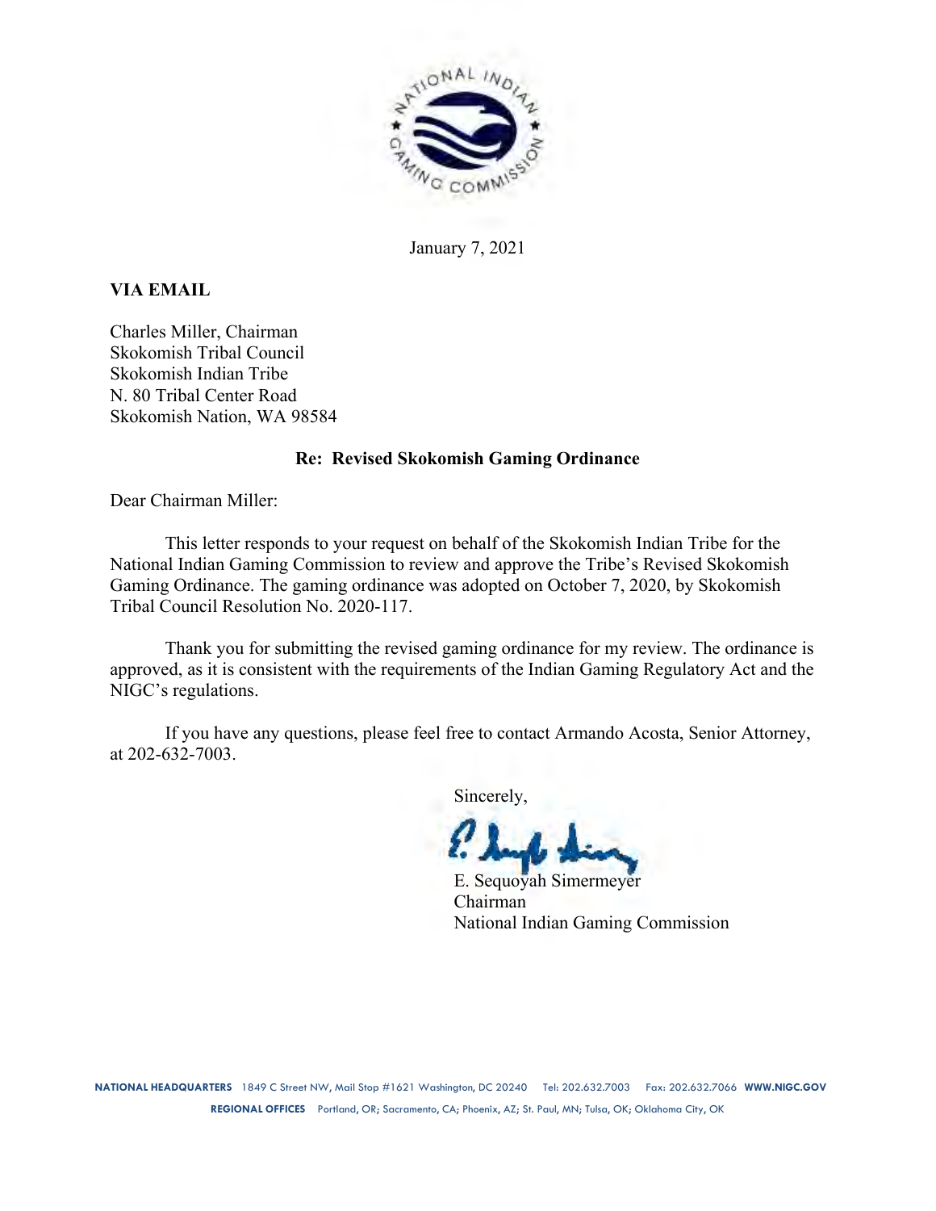January 7, 2021

**VIA EMAIL**

Charles Miller, Chairman
Skokomish Tribal Council
Skokomish Indian Tribe
N. 80 Tribal Center Road
Skokomish Nation, WA 98584

**Re: Revised Skokomish Gaming Ordinance**

Dear Chairman Miller:

This letter responds to your request on behalf of the Skokomish Indian Tribe for the National Indian Gaming Commission to review and approve the Tribe's Revised Skokomish Gaming Ordinance. The gaming ordinance was adopted on October 7, 2020, by Skokomish Tribal Council Resolution No. 2020-117.

Thank you for submitting the revised gaming ordinance for my review. The ordinance is approved, as it is consistent with the requirements of the Indian Gaming Regulatory Act and the NIGC's regulations.

If you have any questions, please feel free to contact Armando Acosta, Senior Attorney, at 202-632-7003.

Sincerely,

E. Sequoyah Simermeyer
Chairman
National Indian Gaming Commission

**NATIONAL HEADQUARTERS** 1849 C Street NW, Mail Stop #1621 Washington, DC 20240 Tel: 202.632.7003 Fax: 202.632.7066 **WWW.NIGC.GOV**

**REGIONAL OFFICES** Portland, OR; Sacramento, CA; Phoenix, AZ; St. Paul, MN; Tulsa, OK; Oklahoma City, OK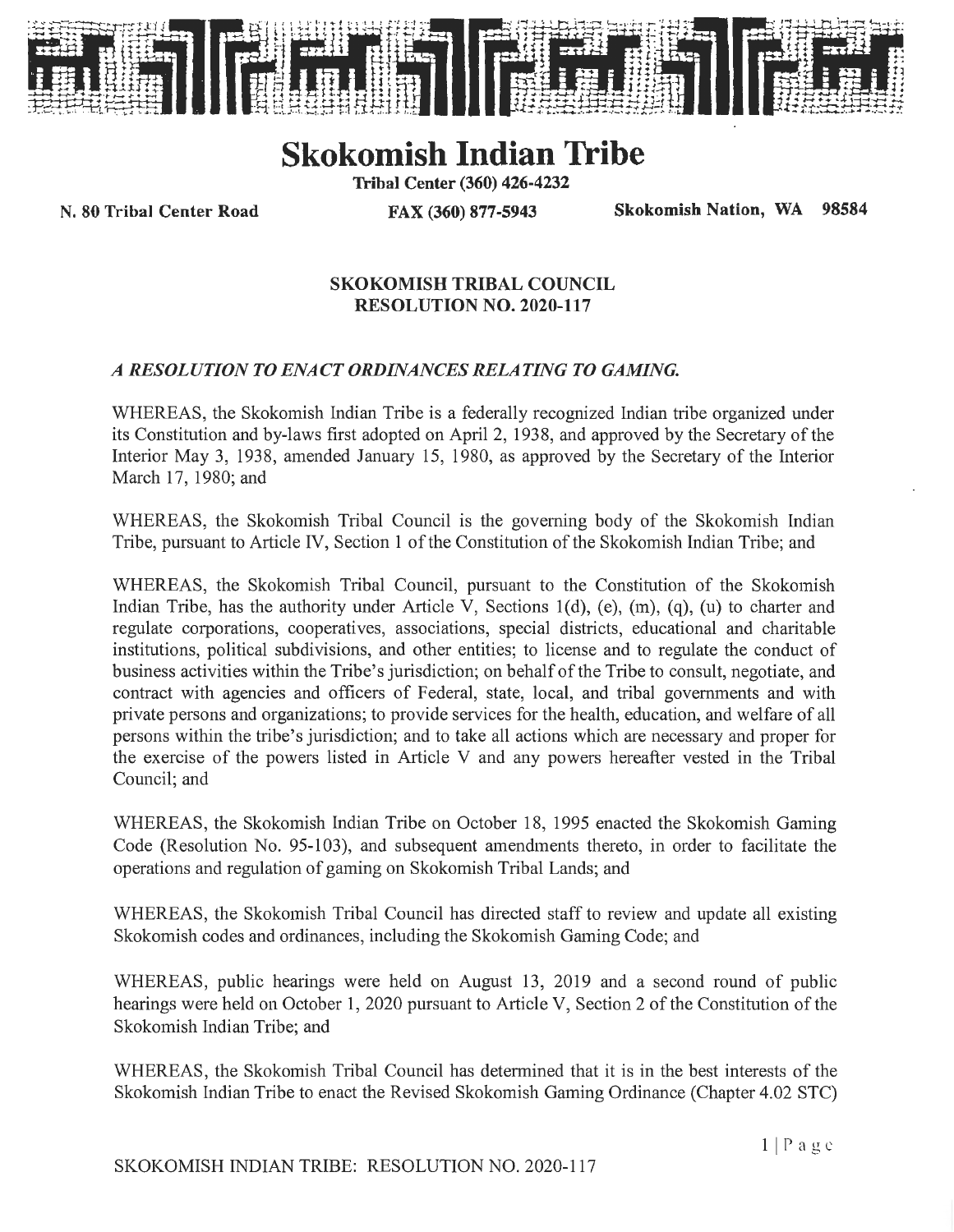# Skokomish Indian Tribe

**Tribal Center (360) 426-4232**

**N. 80 Tribal Center Road** **FAX (360) 877-5943** **Skokomish Nation, WA 98584**

**SKOKOMISH TRIBAL COUNCIL**
**RESOLUTION NO. 2020-117**

***A RESOLUTION TO ENACT ORDINANCES RELATING TO GAMING.***

WHEREAS, the Skokomish Indian Tribe is a federally recognized Indian tribe organized under its Constitution and by-laws first adopted on April 2, 1938, and approved by the Secretary of the Interior May 3, 1938, amended January 15, 1980, as approved by the Secretary of the Interior March 17, 1980; and

WHEREAS, the Skokomish Tribal Council is the governing body of the Skokomish Indian Tribe, pursuant to Article IV, Section 1 of the Constitution of the Skokomish Indian Tribe; and

WHEREAS, the Skokomish Tribal Council, pursuant to the Constitution of the Skokomish Indian Tribe, has the authority under Article V, Sections 1(d), (e), (m), (q), (u) to charter and regulate corporations, cooperatives, associations, special districts, educational and charitable institutions, political subdivisions, and other entities; to license and to regulate the conduct of business activities within the Tribe's jurisdiction; on behalf of the Tribe to consult, negotiate, and contract with agencies and officers of Federal, state, local, and tribal governments and with private persons and organizations; to provide services for the health, education, and welfare of all persons within the tribe's jurisdiction; and to take all actions which are necessary and proper for the exercise of the powers listed in Article V and any powers hereafter vested in the Tribal Council; and

WHEREAS, the Skokomish Indian Tribe on October 18, 1995 enacted the Skokomish Gaming Code (Resolution No. 95-103), and subsequent amendments thereto, in order to facilitate the operations and regulation of gaming on Skokomish Tribal Lands; and

WHEREAS, the Skokomish Tribal Council has directed staff to review and update all existing Skokomish codes and ordinances, including the Skokomish Gaming Code; and

WHEREAS, public hearings were held on August 13, 2019 and a second round of public hearings were held on October 1, 2020 pursuant to Article V, Section 2 of the Constitution of the Skokomish Indian Tribe; and

WHEREAS, the Skokomish Tribal Council has determined that it is in the best interests of the Skokomish Indian Tribe to enact the Revised Skokomish Gaming Ordinance (Chapter 4.02 STC)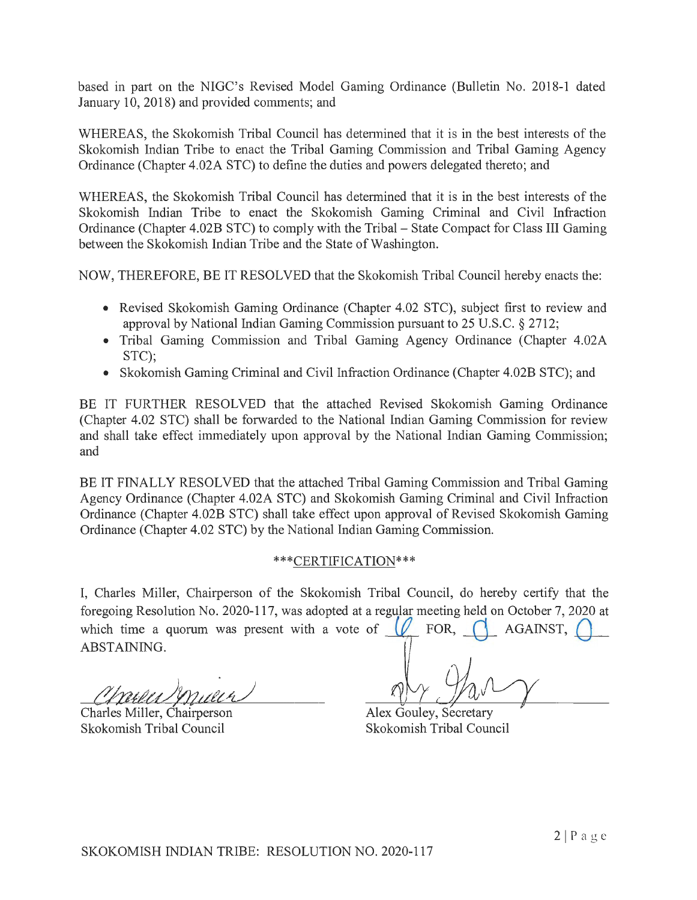based in part on the NIGC's Revised Model Gaming Ordinance (Bulletin No. 2018-1 dated January 10, 2018) and provided comments; and

WHEREAS, the Skokomish Tribal Council has determined that it is in the best interests of the Skokomish Indian Tribe to enact the Tribal Gaming Commission and Tribal Gaming Agency Ordinance (Chapter 4.02A STC) to define the duties and powers delegated thereto; and

WHEREAS, the Skokomish Tribal Council has determined that it is in the best interests of the Skokomish Indian Tribe to enact the Skokomish Gaming Criminal and Civil Infraction Ordinance (Chapter 4.02B STC) to comply with the Tribal – State Compact for Class III Gaming between the Skokomish Indian Tribe and the State of Washington.

NOW, THEREFORE, BE IT RESOLVED that the Skokomish Tribal Council hereby enacts the:

- Revised Skokomish Gaming Ordinance (Chapter 4.02 STC), subject first to review and approval by National Indian Gaming Commission pursuant to 25 U.S.C. § 2712;
- Tribal Gaming Commission and Tribal Gaming Agency Ordinance (Chapter 4.02A STC);
- Skokomish Gaming Criminal and Civil Infraction Ordinance (Chapter 4.02B STC); and

BE IT FURTHER RESOLVED that the attached Revised Skokomish Gaming Ordinance (Chapter 4.02 STC) shall be forwarded to the National Indian Gaming Commission for review and shall take effect immediately upon approval by the National Indian Gaming Commission; and

BE IT FINALLY RESOLVED that the attached Tribal Gaming Commission and Tribal Gaming Agency Ordinance (Chapter 4.02A STC) and Skokomish Gaming Criminal and Civil Infraction Ordinance (Chapter 4.02B STC) shall take effect upon approval of Revised Skokomish Gaming Ordinance (Chapter 4.02 STC) by the National Indian Gaming Commission.

***CERTIFICATION***

I, Charles Miller, Chairperson of the Skokomish Tribal Council, do hereby certify that the foregoing Resolution No. 2020-117, was adopted at a regular meeting held on October 7, 2020 at which time a quorum was present with a vote of 6 FOR, 0 AGAINST, 0 ABSTAINING.

Charles Miller, Chairperson
Skokomish Tribal Council

Alex Gouley, Secretary
Skokomish Tribal Council

SKOKOMISH INDIAN TRIBE: RESOLUTION NO. 2020-117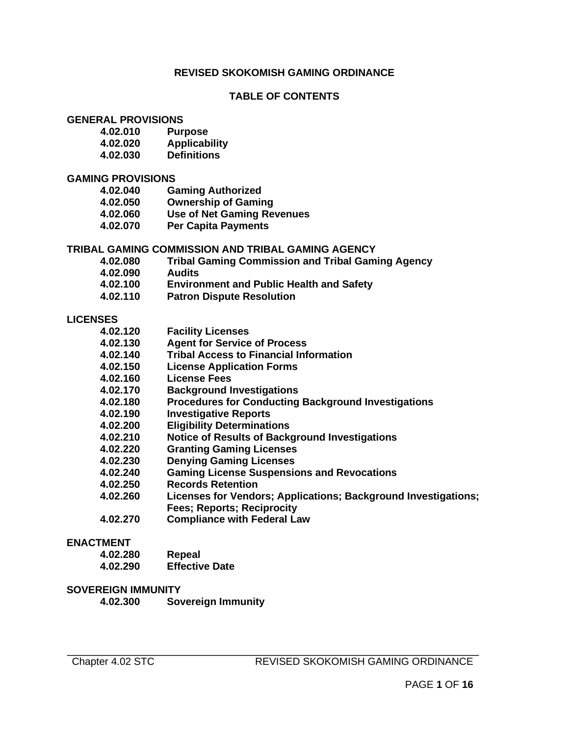# REVISED SKOKOMISH GAMING ORDINANCE

## TABLE OF CONTENTS

**GENERAL PROVISIONS**

| | |
|---|---|
| **4.02.010** | **Purpose** |
| **4.02.020** | **Applicability** |
| **4.02.030** | **Definitions** |

**GAMING PROVISIONS**

| | |
|---|---|
| **4.02.040** | **Gaming Authorized** |
| **4.02.050** | **Ownership of Gaming** |
| **4.02.060** | **Use of Net Gaming Revenues** |
| **4.02.070** | **Per Capita Payments** |

**TRIBAL GAMING COMMISSION AND TRIBAL GAMING AGENCY**

| | |
|---|---|
| **4.02.080** | **Tribal Gaming Commission and Tribal Gaming Agency** |
| **4.02.090** | **Audits** |
| **4.02.100** | **Environment and Public Health and Safety** |
| **4.02.110** | **Patron Dispute Resolution** |

**LICENSES**

| | |
|---|---|
| **4.02.120** | **Facility Licenses** |
| **4.02.130** | **Agent for Service of Process** |
| **4.02.140** | **Tribal Access to Financial Information** |
| **4.02.150** | **License Application Forms** |
| **4.02.160** | **License Fees** |
| **4.02.170** | **Background Investigations** |
| **4.02.180** | **Procedures for Conducting Background Investigations** |
| **4.02.190** | **Investigative Reports** |
| **4.02.200** | **Eligibility Determinations** |
| **4.02.210** | **Notice of Results of Background Investigations** |
| **4.02.220** | **Granting Gaming Licenses** |
| **4.02.230** | **Denying Gaming Licenses** |
| **4.02.240** | **Gaming License Suspensions and Revocations** |
| **4.02.250** | **Records Retention** |
| **4.02.260** | **Licenses for Vendors; Applications; Background Investigations; Fees; Reports; Reciprocity** |
| **4.02.270** | **Compliance with Federal Law** |

**ENACTMENT**

| | |
|---|---|
| **4.02.280** | **Repeal** |
| **4.02.290** | **Effective Date** |

**SOVEREIGN IMMUNITY**

| | |
|---|---|
| **4.02.300** | **Sovereign Immunity** |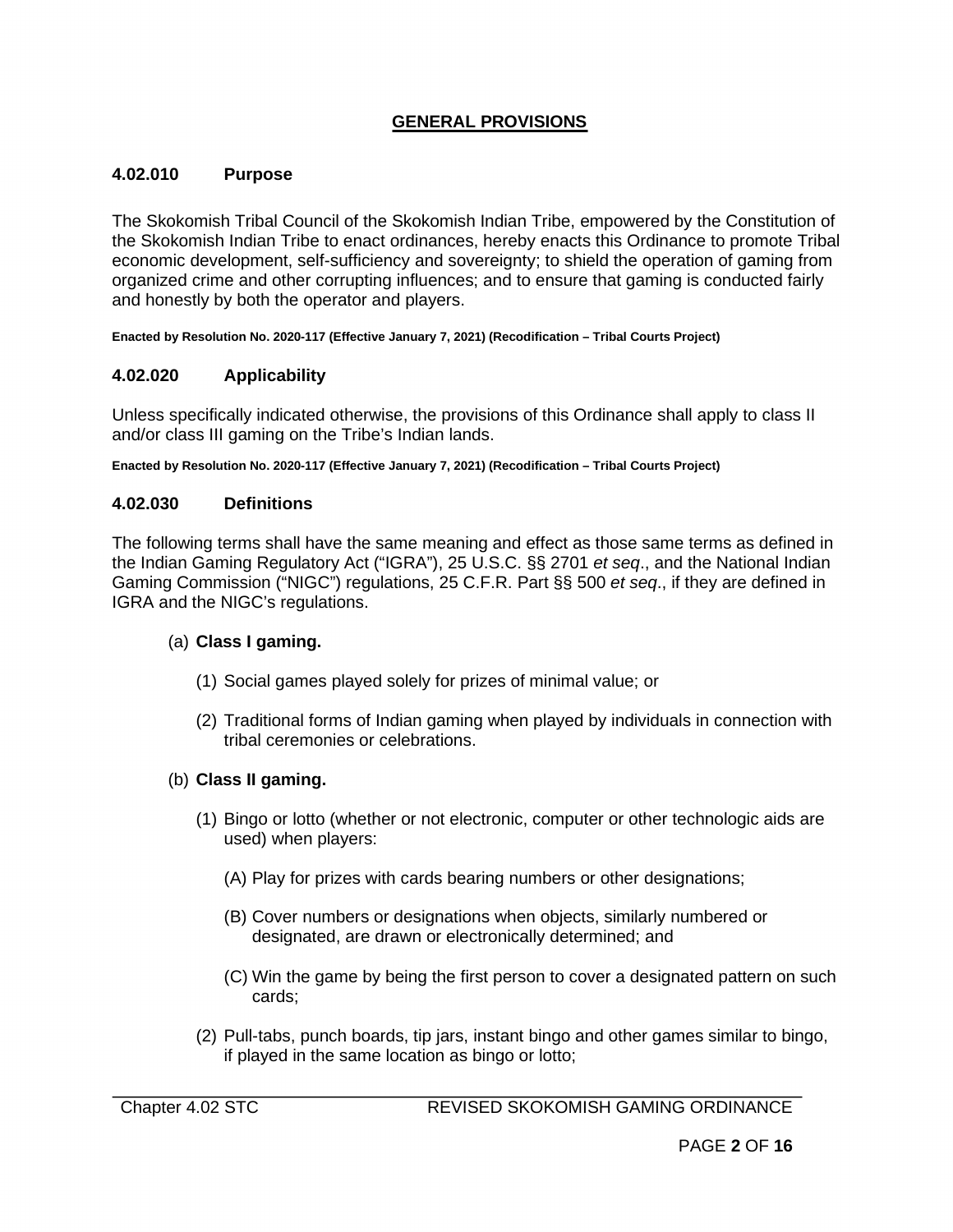## GENERAL PROVISIONS

### 4.02.010 Purpose

The Skokomish Tribal Council of the Skokomish Indian Tribe, empowered by the Constitution of the Skokomish Indian Tribe to enact ordinances, hereby enacts this Ordinance to promote Tribal economic development, self-sufficiency and sovereignty; to shield the operation of gaming from organized crime and other corrupting influences; and to ensure that gaming is conducted fairly and honestly by both the operator and players.

**Enacted by Resolution No. 2020-117 (Effective January 7, 2021) (Recodification – Tribal Courts Project)**

### 4.02.020 Applicability

Unless specifically indicated otherwise, the provisions of this Ordinance shall apply to class II and/or class III gaming on the Tribe's Indian lands.

**Enacted by Resolution No. 2020-117 (Effective January 7, 2021) (Recodification – Tribal Courts Project)**

### 4.02.030 Definitions

The following terms shall have the same meaning and effect as those same terms as defined in the Indian Gaming Regulatory Act ("IGRA"), 25 U.S.C. §§ 2701 *et seq*., and the National Indian Gaming Commission ("NIGC") regulations, 25 C.F.R. Part §§ 500 *et seq*., if they are defined in IGRA and the NIGC's regulations.

(a) **Class I gaming.**

(1) Social games played solely for prizes of minimal value; or

(2) Traditional forms of Indian gaming when played by individuals in connection with tribal ceremonies or celebrations.

(b) **Class II gaming.**

(1) Bingo or lotto (whether or not electronic, computer or other technologic aids are used) when players:

(A) Play for prizes with cards bearing numbers or other designations;

(B) Cover numbers or designations when objects, similarly numbered or designated, are drawn or electronically determined; and

(C) Win the game by being the first person to cover a designated pattern on such cards;

(2) Pull-tabs, punch boards, tip jars, instant bingo and other games similar to bingo, if played in the same location as bingo or lotto;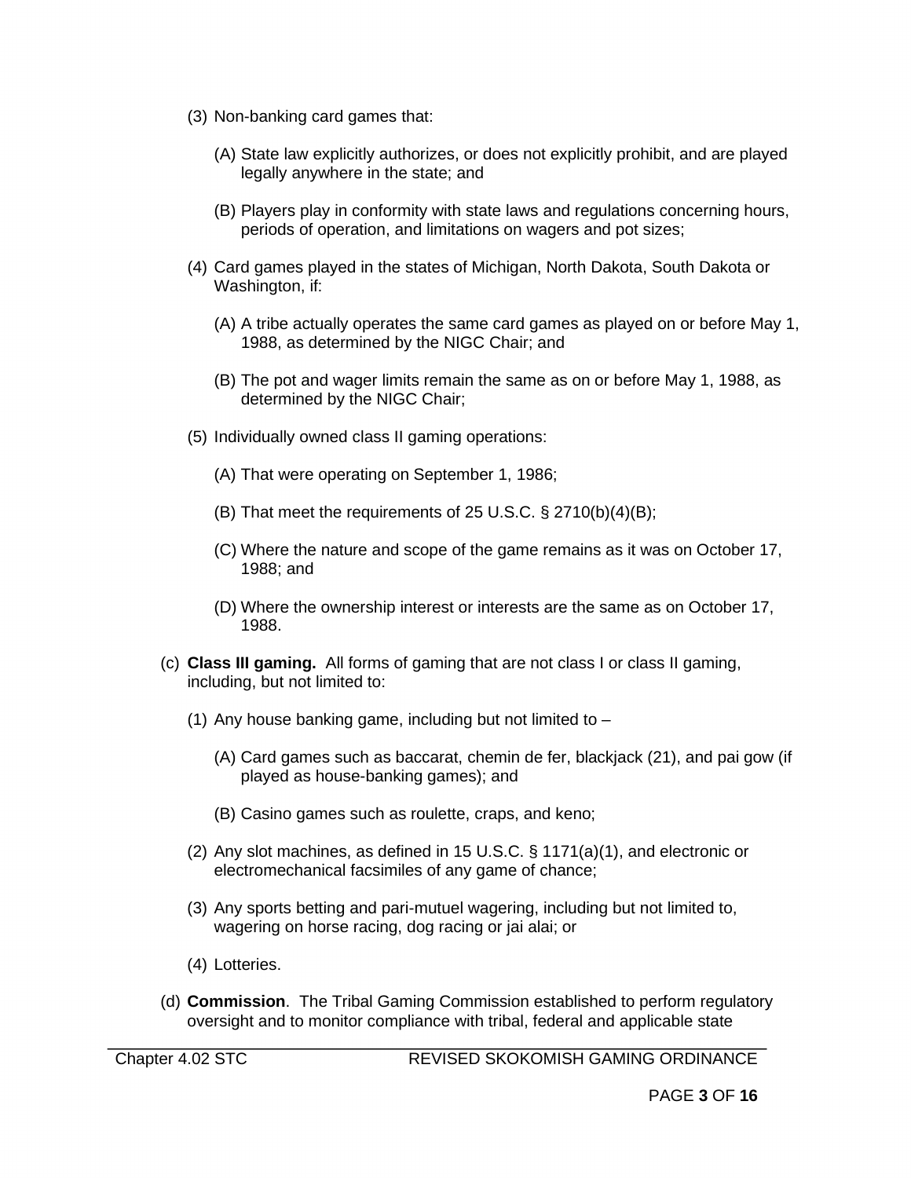(3) Non-banking card games that:

(A) State law explicitly authorizes, or does not explicitly prohibit, and are played legally anywhere in the state; and

(B) Players play in conformity with state laws and regulations concerning hours, periods of operation, and limitations on wagers and pot sizes;

(4) Card games played in the states of Michigan, North Dakota, South Dakota or Washington, if:

(A) A tribe actually operates the same card games as played on or before May 1, 1988, as determined by the NIGC Chair; and

(B) The pot and wager limits remain the same as on or before May 1, 1988, as determined by the NIGC Chair;

(5) Individually owned class II gaming operations:

(A) That were operating on September 1, 1986;

(B) That meet the requirements of 25 U.S.C. § 2710(b)(4)(B);

(C) Where the nature and scope of the game remains as it was on October 17, 1988; and

(D) Where the ownership interest or interests are the same as on October 17, 1988.

(c) **Class III gaming.** All forms of gaming that are not class I or class II gaming, including, but not limited to:

(1) Any house banking game, including but not limited to –

(A) Card games such as baccarat, chemin de fer, blackjack (21), and pai gow (if played as house-banking games); and

(B) Casino games such as roulette, craps, and keno;

(2) Any slot machines, as defined in 15 U.S.C. § 1171(a)(1), and electronic or electromechanical facsimiles of any game of chance;

(3) Any sports betting and pari-mutuel wagering, including but not limited to, wagering on horse racing, dog racing or jai alai; or

(4) Lotteries.

(d) **Commission**. The Tribal Gaming Commission established to perform regulatory oversight and to monitor compliance with tribal, federal and applicable state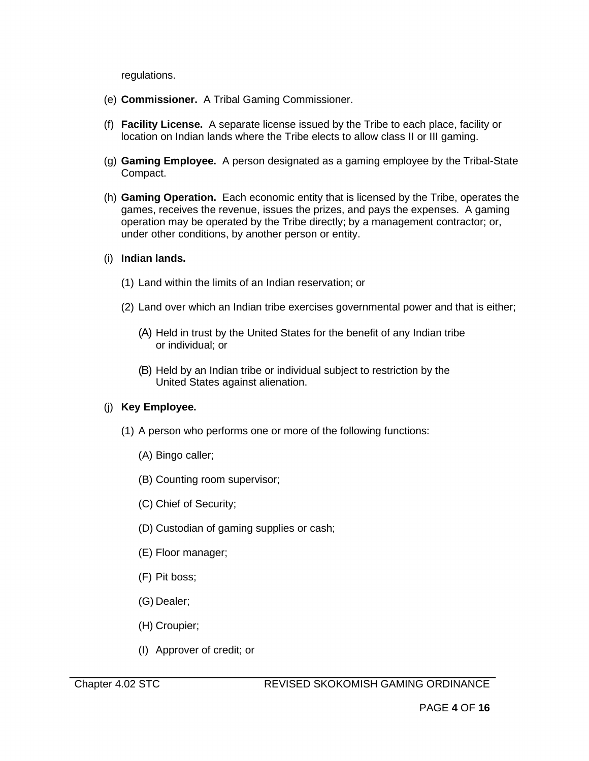regulations.

(e) **Commissioner.** A Tribal Gaming Commissioner.

(f) **Facility License.** A separate license issued by the Tribe to each place, facility or location on Indian lands where the Tribe elects to allow class II or III gaming.

(g) **Gaming Employee.** A person designated as a gaming employee by the Tribal-State Compact.

(h) **Gaming Operation.** Each economic entity that is licensed by the Tribe, operates the games, receives the revenue, issues the prizes, and pays the expenses. A gaming operation may be operated by the Tribe directly; by a management contractor; or, under other conditions, by another person or entity.

(i) **Indian lands.**

(1) Land within the limits of an Indian reservation; or

(2) Land over which an Indian tribe exercises governmental power and that is either;

(A) Held in trust by the United States for the benefit of any Indian tribe or individual; or

(B) Held by an Indian tribe or individual subject to restriction by the United States against alienation.

(j) **Key Employee.**

(1) A person who performs one or more of the following functions:

(A) Bingo caller;

(B) Counting room supervisor;

(C) Chief of Security;

(D) Custodian of gaming supplies or cash;

(E) Floor manager;

(F) Pit boss;

(G) Dealer;

(H) Croupier;

(I) Approver of credit; or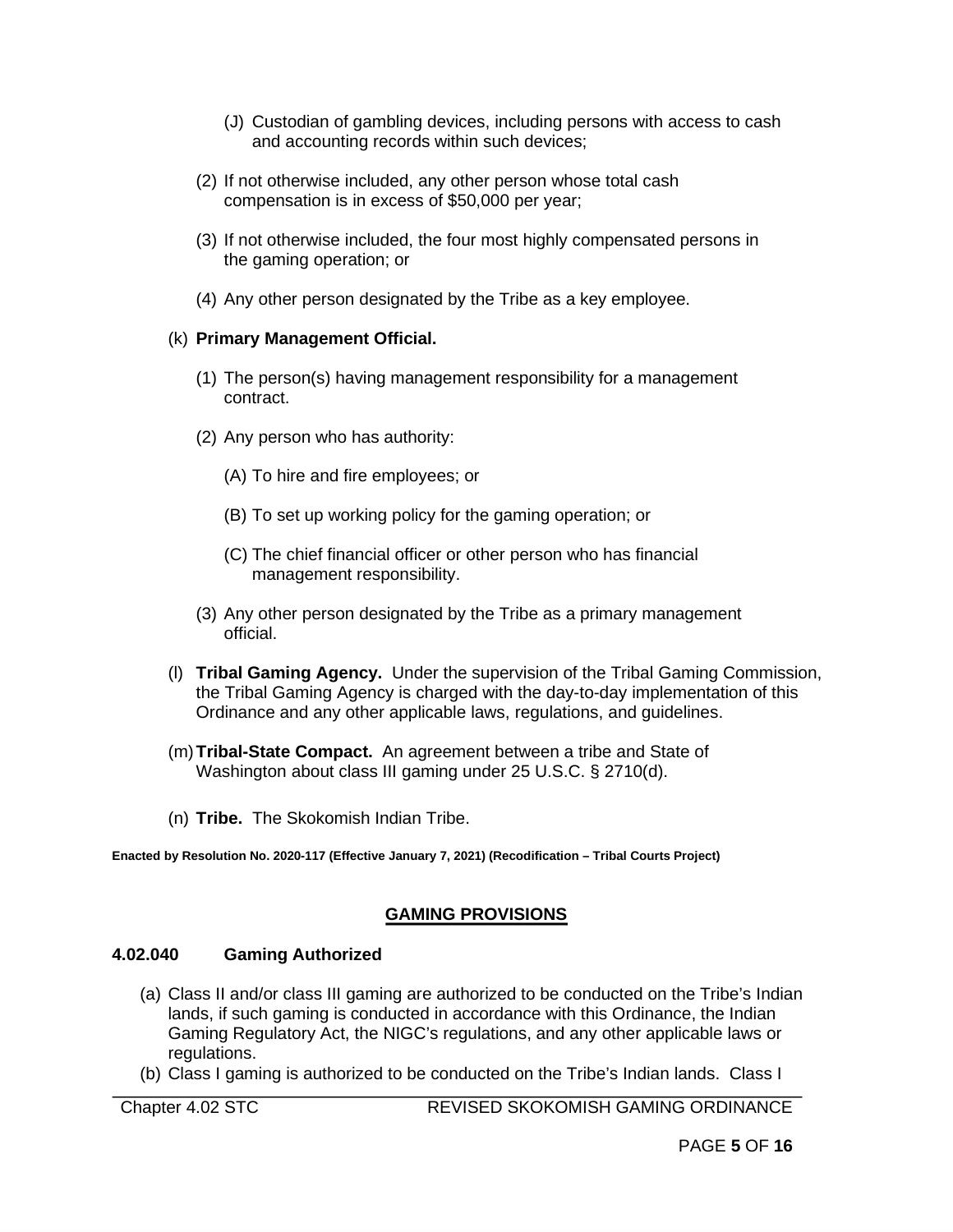(J) Custodian of gambling devices, including persons with access to cash and accounting records within such devices;

(2) If not otherwise included, any other person whose total cash compensation is in excess of $50,000 per year;

(3) If not otherwise included, the four most highly compensated persons in the gaming operation; or

(4) Any other person designated by the Tribe as a key employee.

(k) **Primary Management Official.**

(1) The person(s) having management responsibility for a management contract.

(2) Any person who has authority:

(A) To hire and fire employees; or

(B) To set up working policy for the gaming operation; or

(C) The chief financial officer or other person who has financial management responsibility.

(3) Any other person designated by the Tribe as a primary management official.

(l) **Tribal Gaming Agency.** Under the supervision of the Tribal Gaming Commission, the Tribal Gaming Agency is charged with the day-to-day implementation of this Ordinance and any other applicable laws, regulations, and guidelines.

(m) **Tribal-State Compact.** An agreement between a tribe and State of Washington about class III gaming under 25 U.S.C. § 2710(d).

(n) **Tribe.** The Skokomish Indian Tribe.

**Enacted by Resolution No. 2020-117 (Effective January 7, 2021) (Recodification – Tribal Courts Project)**

## GAMING PROVISIONS

### 4.02.040 Gaming Authorized

(a) Class II and/or class III gaming are authorized to be conducted on the Tribe's Indian lands, if such gaming is conducted in accordance with this Ordinance, the Indian Gaming Regulatory Act, the NIGC's regulations, and any other applicable laws or regulations.

(b) Class I gaming is authorized to be conducted on the Tribe's Indian lands. Class I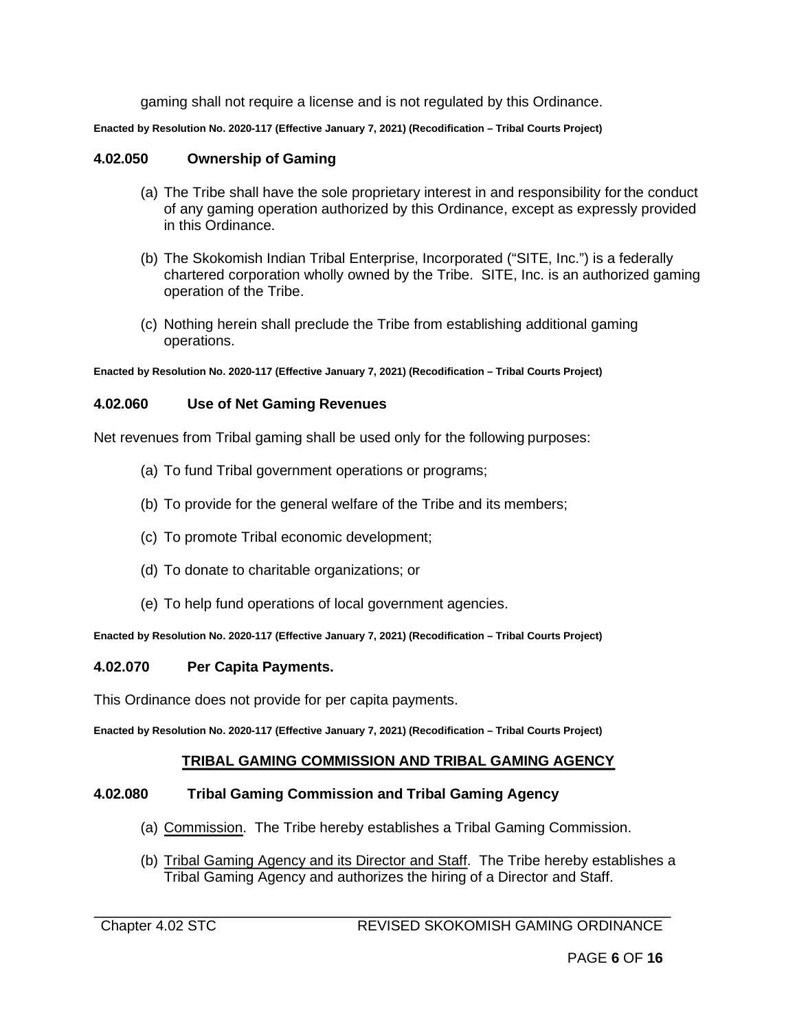gaming shall not require a license and is not regulated by this Ordinance.

**Enacted by Resolution No. 2020-117 (Effective January 7, 2021) (Recodification – Tribal Courts Project)**

### 4.02.050 Ownership of Gaming

(a) The Tribe shall have the sole proprietary interest in and responsibility for the conduct of any gaming operation authorized by this Ordinance, except as expressly provided in this Ordinance.

(b) The Skokomish Indian Tribal Enterprise, Incorporated ("SITE, Inc.") is a federally chartered corporation wholly owned by the Tribe. SITE, Inc. is an authorized gaming operation of the Tribe.

(c) Nothing herein shall preclude the Tribe from establishing additional gaming operations.

**Enacted by Resolution No. 2020-117 (Effective January 7, 2021) (Recodification – Tribal Courts Project)**

### 4.02.060 Use of Net Gaming Revenues

Net revenues from Tribal gaming shall be used only for the following purposes:

(a) To fund Tribal government operations or programs;

(b) To provide for the general welfare of the Tribe and its members;

(c) To promote Tribal economic development;

(d) To donate to charitable organizations; or

(e) To help fund operations of local government agencies.

**Enacted by Resolution No. 2020-117 (Effective January 7, 2021) (Recodification – Tribal Courts Project)**

### 4.02.070 Per Capita Payments.

This Ordinance does not provide for per capita payments.

**Enacted by Resolution No. 2020-117 (Effective January 7, 2021) (Recodification – Tribal Courts Project)**

## TRIBAL GAMING COMMISSION AND TRIBAL GAMING AGENCY

### 4.02.080 Tribal Gaming Commission and Tribal Gaming Agency

(a) Commission. The Tribe hereby establishes a Tribal Gaming Commission.

(b) Tribal Gaming Agency and its Director and Staff. The Tribe hereby establishes a Tribal Gaming Agency and authorizes the hiring of a Director and Staff.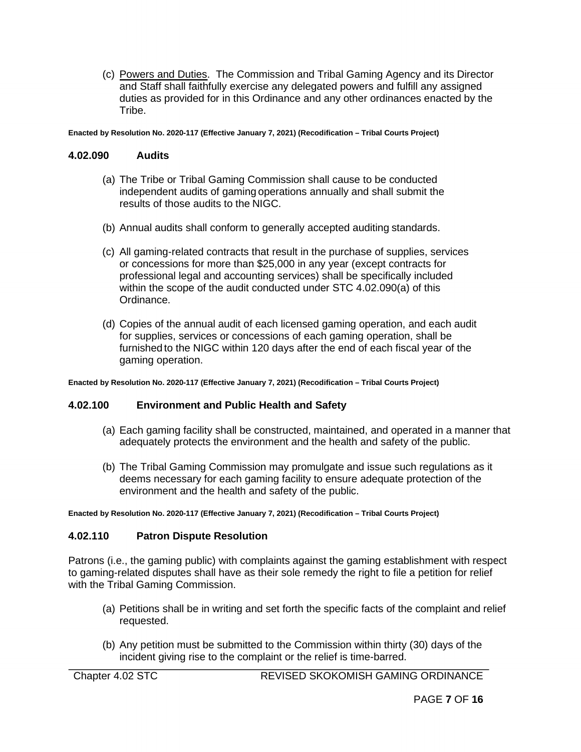(c) Powers and Duties. The Commission and Tribal Gaming Agency and its Director and Staff shall faithfully exercise any delegated powers and fulfill any assigned duties as provided for in this Ordinance and any other ordinances enacted by the Tribe.

**Enacted by Resolution No. 2020-117 (Effective January 7, 2021) (Recodification – Tribal Courts Project)**

### 4.02.090 Audits

(a) The Tribe or Tribal Gaming Commission shall cause to be conducted independent audits of gaming operations annually and shall submit the results of those audits to the NIGC.

(b) Annual audits shall conform to generally accepted auditing standards.

(c) All gaming-related contracts that result in the purchase of supplies, services or concessions for more than $25,000 in any year (except contracts for professional legal and accounting services) shall be specifically included within the scope of the audit conducted under STC 4.02.090(a) of this Ordinance.

(d) Copies of the annual audit of each licensed gaming operation, and each audit for supplies, services or concessions of each gaming operation, shall be furnished to the NIGC within 120 days after the end of each fiscal year of the gaming operation.

**Enacted by Resolution No. 2020-117 (Effective January 7, 2021) (Recodification – Tribal Courts Project)**

### 4.02.100 Environment and Public Health and Safety

(a) Each gaming facility shall be constructed, maintained, and operated in a manner that adequately protects the environment and the health and safety of the public.

(b) The Tribal Gaming Commission may promulgate and issue such regulations as it deems necessary for each gaming facility to ensure adequate protection of the environment and the health and safety of the public.

**Enacted by Resolution No. 2020-117 (Effective January 7, 2021) (Recodification – Tribal Courts Project)**

### 4.02.110 Patron Dispute Resolution

Patrons (i.e., the gaming public) with complaints against the gaming establishment with respect to gaming-related disputes shall have as their sole remedy the right to file a petition for relief with the Tribal Gaming Commission.

(a) Petitions shall be in writing and set forth the specific facts of the complaint and relief requested.

(b) Any petition must be submitted to the Commission within thirty (30) days of the incident giving rise to the complaint or the relief is time-barred.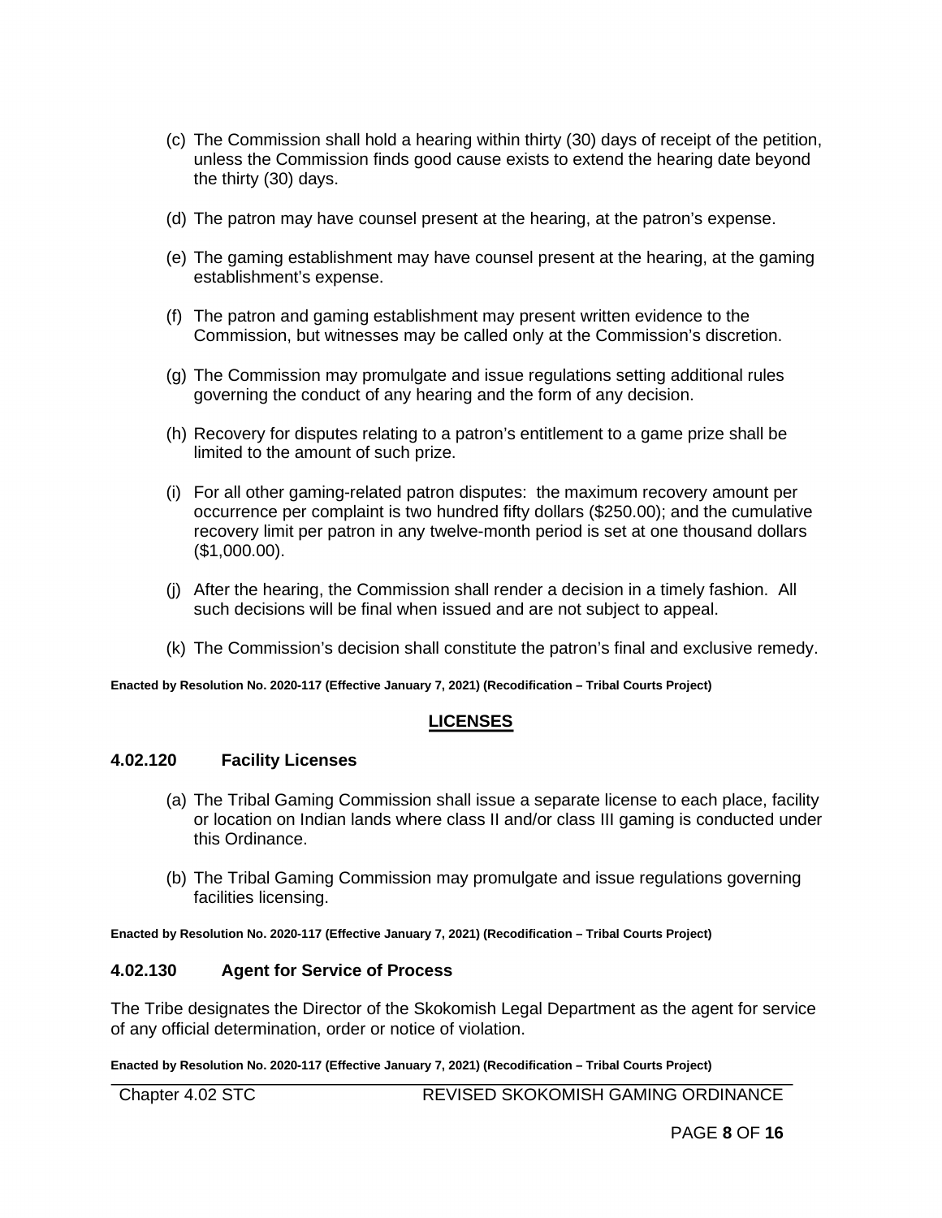(c) The Commission shall hold a hearing within thirty (30) days of receipt of the petition, unless the Commission finds good cause exists to extend the hearing date beyond the thirty (30) days.

(d) The patron may have counsel present at the hearing, at the patron's expense.

(e) The gaming establishment may have counsel present at the hearing, at the gaming establishment's expense.

(f) The patron and gaming establishment may present written evidence to the Commission, but witnesses may be called only at the Commission's discretion.

(g) The Commission may promulgate and issue regulations setting additional rules governing the conduct of any hearing and the form of any decision.

(h) Recovery for disputes relating to a patron's entitlement to a game prize shall be limited to the amount of such prize.

(i) For all other gaming-related patron disputes: the maximum recovery amount per occurrence per complaint is two hundred fifty dollars ($250.00); and the cumulative recovery limit per patron in any twelve-month period is set at one thousand dollars ($1,000.00).

(j) After the hearing, the Commission shall render a decision in a timely fashion. All such decisions will be final when issued and are not subject to appeal.

(k) The Commission's decision shall constitute the patron's final and exclusive remedy.

**Enacted by Resolution No. 2020-117 (Effective January 7, 2021) (Recodification – Tribal Courts Project)**

## LICENSES

### 4.02.120 Facility Licenses

(a) The Tribal Gaming Commission shall issue a separate license to each place, facility or location on Indian lands where class II and/or class III gaming is conducted under this Ordinance.

(b) The Tribal Gaming Commission may promulgate and issue regulations governing facilities licensing.

**Enacted by Resolution No. 2020-117 (Effective January 7, 2021) (Recodification – Tribal Courts Project)**

### 4.02.130 Agent for Service of Process

The Tribe designates the Director of the Skokomish Legal Department as the agent for service of any official determination, order or notice of violation.

**Enacted by Resolution No. 2020-117 (Effective January 7, 2021) (Recodification – Tribal Courts Project)**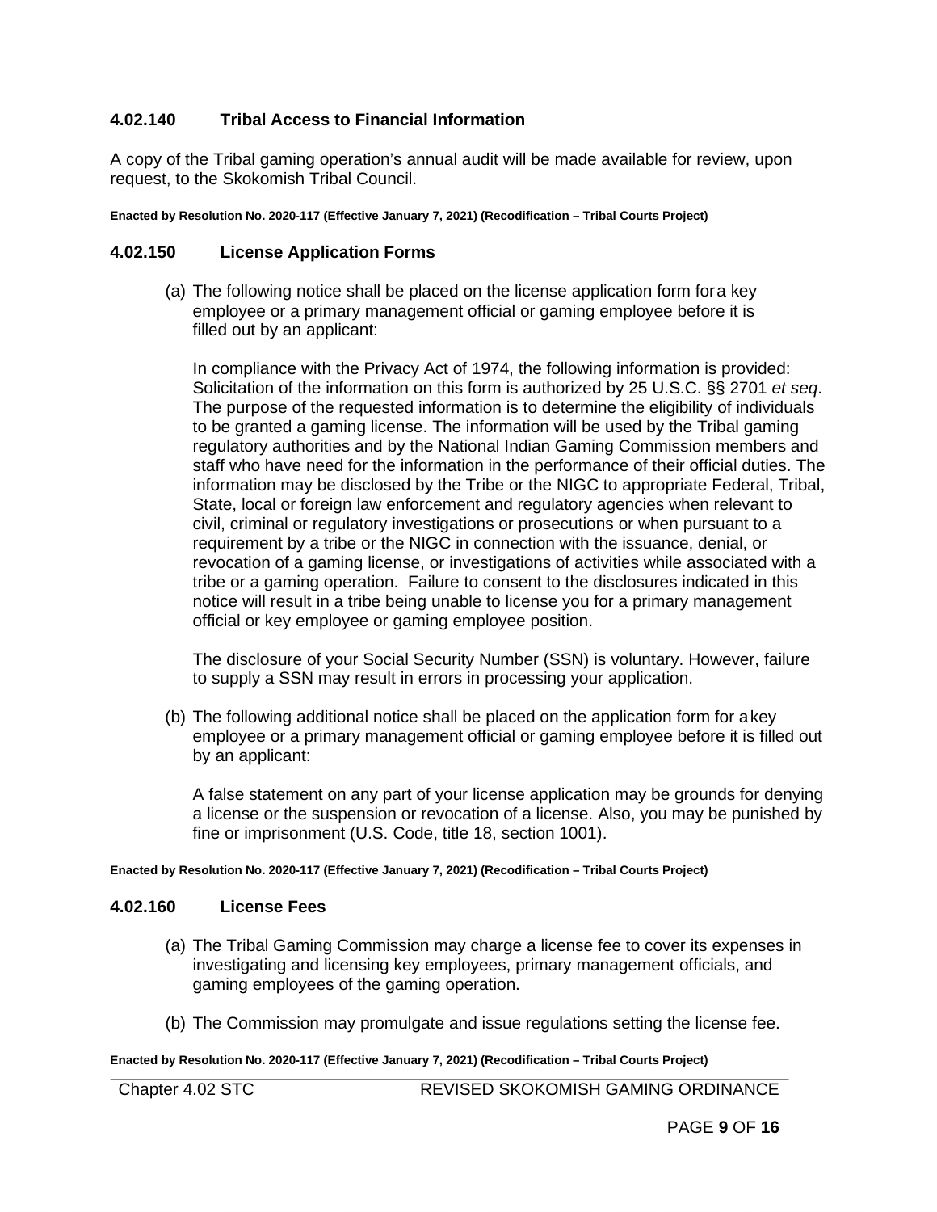### 4.02.140 Tribal Access to Financial Information

A copy of the Tribal gaming operation's annual audit will be made available for review, upon request, to the Skokomish Tribal Council.

**Enacted by Resolution No. 2020-117 (Effective January 7, 2021) (Recodification – Tribal Courts Project)**

### 4.02.150 License Application Forms

(a) The following notice shall be placed on the license application form fora key employee or a primary management official or gaming employee before it is filled out by an applicant:

In compliance with the Privacy Act of 1974, the following information is provided: Solicitation of the information on this form is authorized by 25 U.S.C. §§ 2701 *et seq*. The purpose of the requested information is to determine the eligibility of individuals to be granted a gaming license. The information will be used by the Tribal gaming regulatory authorities and by the National Indian Gaming Commission members and staff who have need for the information in the performance of their official duties. The information may be disclosed by the Tribe or the NIGC to appropriate Federal, Tribal, State, local or foreign law enforcement and regulatory agencies when relevant to civil, criminal or regulatory investigations or prosecutions or when pursuant to a requirement by a tribe or the NIGC in connection with the issuance, denial, or revocation of a gaming license, or investigations of activities while associated with a tribe or a gaming operation. Failure to consent to the disclosures indicated in this notice will result in a tribe being unable to license you for a primary management official or key employee or gaming employee position.

The disclosure of your Social Security Number (SSN) is voluntary. However, failure to supply a SSN may result in errors in processing your application.

(b) The following additional notice shall be placed on the application form for akey employee or a primary management official or gaming employee before it is filled out by an applicant:

A false statement on any part of your license application may be grounds for denying a license or the suspension or revocation of a license. Also, you may be punished by fine or imprisonment (U.S. Code, title 18, section 1001).

**Enacted by Resolution No. 2020-117 (Effective January 7, 2021) (Recodification – Tribal Courts Project)**

### 4.02.160 License Fees

(a) The Tribal Gaming Commission may charge a license fee to cover its expenses in investigating and licensing key employees, primary management officials, and gaming employees of the gaming operation.

(b) The Commission may promulgate and issue regulations setting the license fee.

**Enacted by Resolution No. 2020-117 (Effective January 7, 2021) (Recodification – Tribal Courts Project)**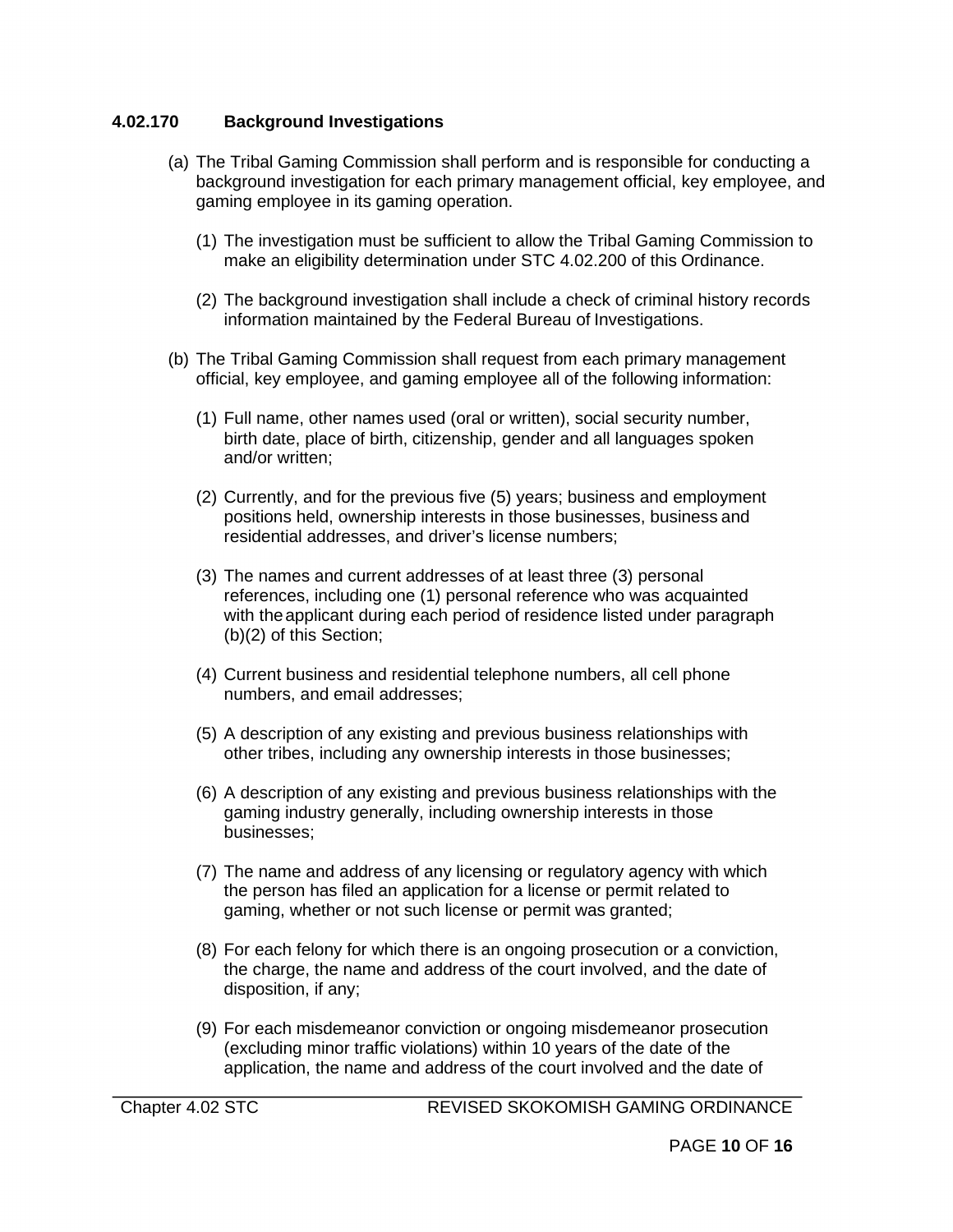### 4.02.170 Background Investigations

(a) The Tribal Gaming Commission shall perform and is responsible for conducting a background investigation for each primary management official, key employee, and gaming employee in its gaming operation.

(1) The investigation must be sufficient to allow the Tribal Gaming Commission to make an eligibility determination under STC 4.02.200 of this Ordinance.

(2) The background investigation shall include a check of criminal history records information maintained by the Federal Bureau of Investigations.

(b) The Tribal Gaming Commission shall request from each primary management official, key employee, and gaming employee all of the following information:

(1) Full name, other names used (oral or written), social security number, birth date, place of birth, citizenship, gender and all languages spoken and/or written;

(2) Currently, and for the previous five (5) years; business and employment positions held, ownership interests in those businesses, business and residential addresses, and driver's license numbers;

(3) The names and current addresses of at least three (3) personal references, including one (1) personal reference who was acquainted with the applicant during each period of residence listed under paragraph (b)(2) of this Section;

(4) Current business and residential telephone numbers, all cell phone numbers, and email addresses;

(5) A description of any existing and previous business relationships with other tribes, including any ownership interests in those businesses;

(6) A description of any existing and previous business relationships with the gaming industry generally, including ownership interests in those businesses;

(7) The name and address of any licensing or regulatory agency with which the person has filed an application for a license or permit related to gaming, whether or not such license or permit was granted;

(8) For each felony for which there is an ongoing prosecution or a conviction, the charge, the name and address of the court involved, and the date of disposition, if any;

(9) For each misdemeanor conviction or ongoing misdemeanor prosecution (excluding minor traffic violations) within 10 years of the date of the application, the name and address of the court involved and the date of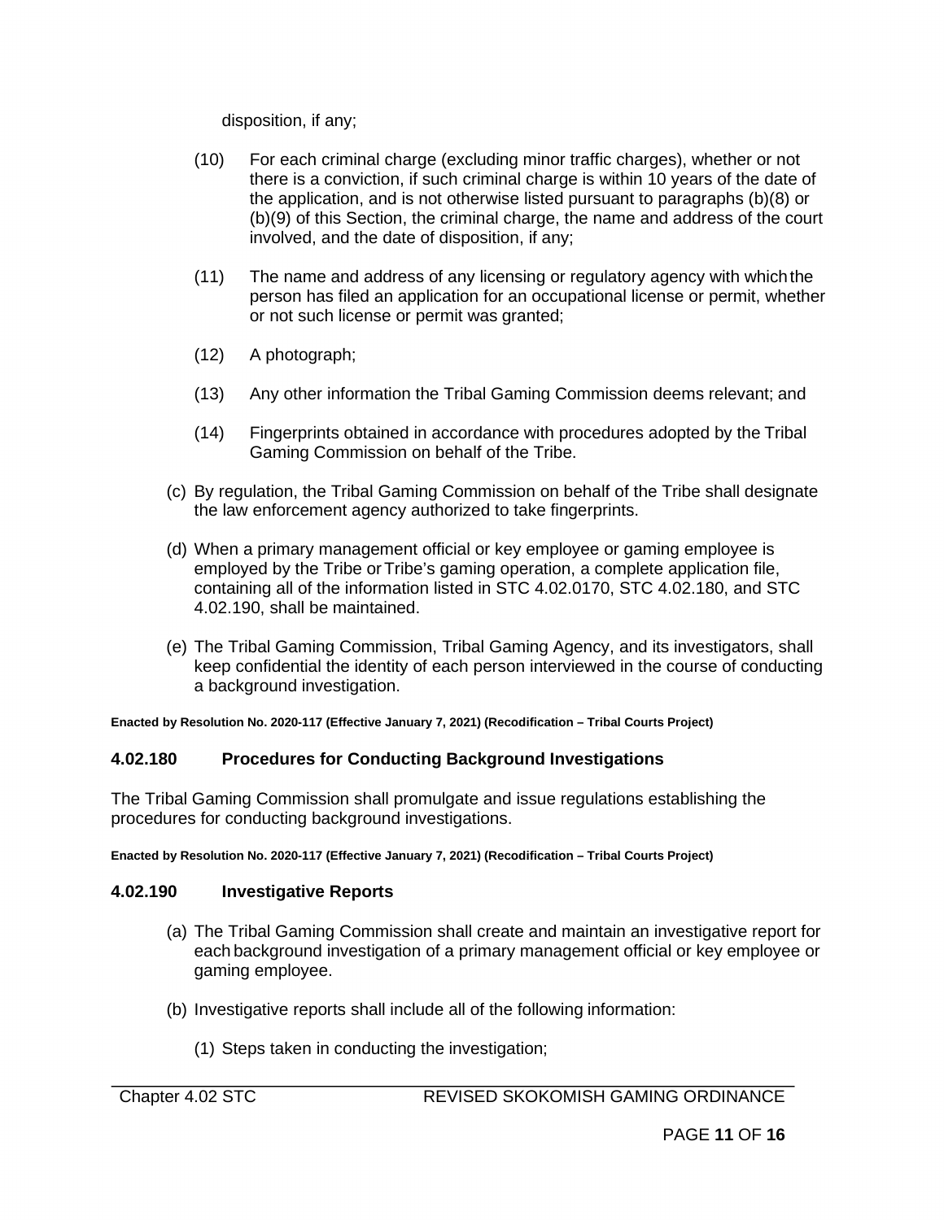disposition, if any;

(10) For each criminal charge (excluding minor traffic charges), whether or not there is a conviction, if such criminal charge is within 10 years of the date of the application, and is not otherwise listed pursuant to paragraphs (b)(8) or (b)(9) of this Section, the criminal charge, the name and address of the court involved, and the date of disposition, if any;

(11) The name and address of any licensing or regulatory agency with which the person has filed an application for an occupational license or permit, whether or not such license or permit was granted;

(12) A photograph;

(13) Any other information the Tribal Gaming Commission deems relevant; and

(14) Fingerprints obtained in accordance with procedures adopted by the Tribal Gaming Commission on behalf of the Tribe.

(c) By regulation, the Tribal Gaming Commission on behalf of the Tribe shall designate the law enforcement agency authorized to take fingerprints.

(d) When a primary management official or key employee or gaming employee is employed by the Tribe or Tribe's gaming operation, a complete application file, containing all of the information listed in STC 4.02.0170, STC 4.02.180, and STC 4.02.190, shall be maintained.

(e) The Tribal Gaming Commission, Tribal Gaming Agency, and its investigators, shall keep confidential the identity of each person interviewed in the course of conducting a background investigation.

**Enacted by Resolution No. 2020-117 (Effective January 7, 2021) (Recodification – Tribal Courts Project)**

### 4.02.180 Procedures for Conducting Background Investigations

The Tribal Gaming Commission shall promulgate and issue regulations establishing the procedures for conducting background investigations.

**Enacted by Resolution No. 2020-117 (Effective January 7, 2021) (Recodification – Tribal Courts Project)**

### 4.02.190 Investigative Reports

(a) The Tribal Gaming Commission shall create and maintain an investigative report for each background investigation of a primary management official or key employee or gaming employee.

(b) Investigative reports shall include all of the following information:

(1) Steps taken in conducting the investigation;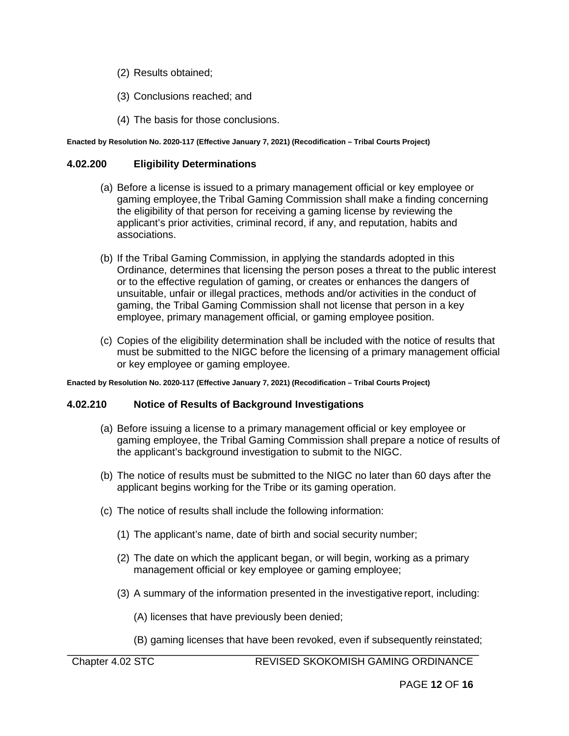(2) Results obtained;

(3) Conclusions reached; and

(4) The basis for those conclusions.

**Enacted by Resolution No. 2020-117 (Effective January 7, 2021) (Recodification – Tribal Courts Project)**

### 4.02.200 Eligibility Determinations

(a) Before a license is issued to a primary management official or key employee or gaming employee, the Tribal Gaming Commission shall make a finding concerning the eligibility of that person for receiving a gaming license by reviewing the applicant's prior activities, criminal record, if any, and reputation, habits and associations.

(b) If the Tribal Gaming Commission, in applying the standards adopted in this Ordinance, determines that licensing the person poses a threat to the public interest or to the effective regulation of gaming, or creates or enhances the dangers of unsuitable, unfair or illegal practices, methods and/or activities in the conduct of gaming, the Tribal Gaming Commission shall not license that person in a key employee, primary management official, or gaming employee position.

(c) Copies of the eligibility determination shall be included with the notice of results that must be submitted to the NIGC before the licensing of a primary management official or key employee or gaming employee.

**Enacted by Resolution No. 2020-117 (Effective January 7, 2021) (Recodification – Tribal Courts Project)**

### 4.02.210 Notice of Results of Background Investigations

(a) Before issuing a license to a primary management official or key employee or gaming employee, the Tribal Gaming Commission shall prepare a notice of results of the applicant's background investigation to submit to the NIGC.

(b) The notice of results must be submitted to the NIGC no later than 60 days after the applicant begins working for the Tribe or its gaming operation.

(c) The notice of results shall include the following information:

(1) The applicant's name, date of birth and social security number;

(2) The date on which the applicant began, or will begin, working as a primary management official or key employee or gaming employee;

(3) A summary of the information presented in the investigative report, including:

(A) licenses that have previously been denied;

(B) gaming licenses that have been revoked, even if subsequently reinstated;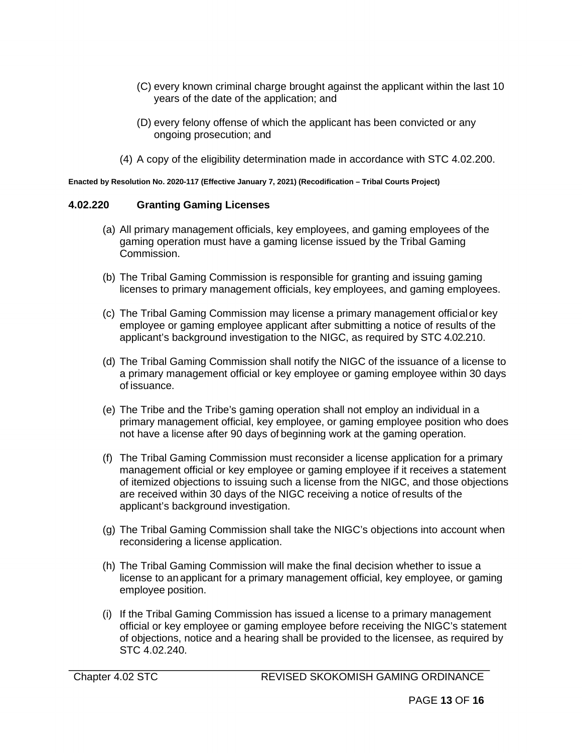(C) every known criminal charge brought against the applicant within the last 10 years of the date of the application; and

(D) every felony offense of which the applicant has been convicted or any ongoing prosecution; and

(4) A copy of the eligibility determination made in accordance with STC 4.02.200.

**Enacted by Resolution No. 2020-117 (Effective January 7, 2021) (Recodification – Tribal Courts Project)**

### 4.02.220 Granting Gaming Licenses

(a) All primary management officials, key employees, and gaming employees of the gaming operation must have a gaming license issued by the Tribal Gaming Commission.

(b) The Tribal Gaming Commission is responsible for granting and issuing gaming licenses to primary management officials, key employees, and gaming employees.

(c) The Tribal Gaming Commission may license a primary management official or key employee or gaming employee applicant after submitting a notice of results of the applicant's background investigation to the NIGC, as required by STC 4.02.210.

(d) The Tribal Gaming Commission shall notify the NIGC of the issuance of a license to a primary management official or key employee or gaming employee within 30 days of issuance.

(e) The Tribe and the Tribe's gaming operation shall not employ an individual in a primary management official, key employee, or gaming employee position who does not have a license after 90 days of beginning work at the gaming operation.

(f) The Tribal Gaming Commission must reconsider a license application for a primary management official or key employee or gaming employee if it receives a statement of itemized objections to issuing such a license from the NIGC, and those objections are received within 30 days of the NIGC receiving a notice of results of the applicant's background investigation.

(g) The Tribal Gaming Commission shall take the NIGC's objections into account when reconsidering a license application.

(h) The Tribal Gaming Commission will make the final decision whether to issue a license to an applicant for a primary management official, key employee, or gaming employee position.

(i) If the Tribal Gaming Commission has issued a license to a primary management official or key employee or gaming employee before receiving the NIGC's statement of objections, notice and a hearing shall be provided to the licensee, as required by STC 4.02.240.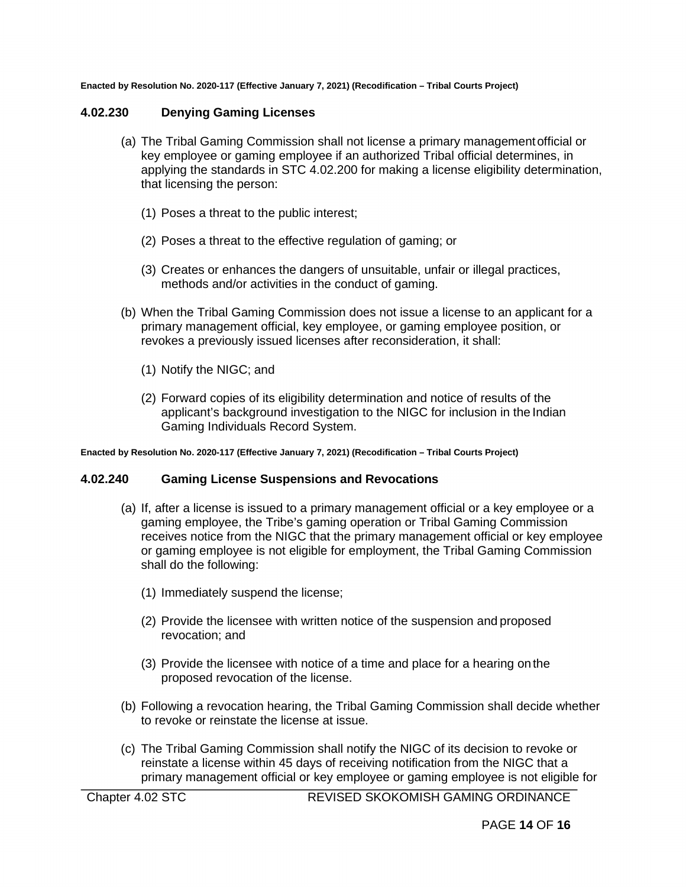**Enacted by Resolution No. 2020-117 (Effective January 7, 2021) (Recodification – Tribal Courts Project)**

### 4.02.230 Denying Gaming Licenses

(a) The Tribal Gaming Commission shall not license a primary management official or key employee or gaming employee if an authorized Tribal official determines, in applying the standards in STC 4.02.200 for making a license eligibility determination, that licensing the person:

(1) Poses a threat to the public interest;

(2) Poses a threat to the effective regulation of gaming; or

(3) Creates or enhances the dangers of unsuitable, unfair or illegal practices, methods and/or activities in the conduct of gaming.

(b) When the Tribal Gaming Commission does not issue a license to an applicant for a primary management official, key employee, or gaming employee position, or revokes a previously issued licenses after reconsideration, it shall:

(1) Notify the NIGC; and

(2) Forward copies of its eligibility determination and notice of results of the applicant's background investigation to the NIGC for inclusion in the Indian Gaming Individuals Record System.

**Enacted by Resolution No. 2020-117 (Effective January 7, 2021) (Recodification – Tribal Courts Project)**

### 4.02.240 Gaming License Suspensions and Revocations

(a) If, after a license is issued to a primary management official or a key employee or a gaming employee, the Tribe's gaming operation or Tribal Gaming Commission receives notice from the NIGC that the primary management official or key employee or gaming employee is not eligible for employment, the Tribal Gaming Commission shall do the following:

(1) Immediately suspend the license;

(2) Provide the licensee with written notice of the suspension and proposed revocation; and

(3) Provide the licensee with notice of a time and place for a hearing on the proposed revocation of the license.

(b) Following a revocation hearing, the Tribal Gaming Commission shall decide whether to revoke or reinstate the license at issue.

(c) The Tribal Gaming Commission shall notify the NIGC of its decision to revoke or reinstate a license within 45 days of receiving notification from the NIGC that a primary management official or key employee or gaming employee is not eligible for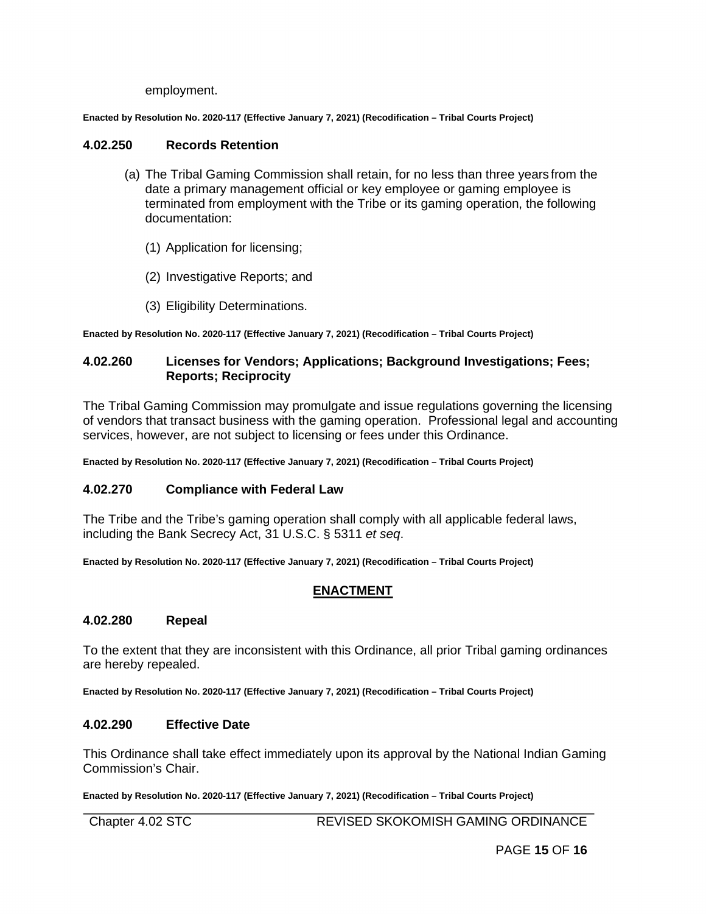employment.

**Enacted by Resolution No. 2020-117 (Effective January 7, 2021) (Recodification – Tribal Courts Project)**

### 4.02.250 Records Retention

(a) The Tribal Gaming Commission shall retain, for no less than three years from the date a primary management official or key employee or gaming employee is terminated from employment with the Tribe or its gaming operation, the following documentation:

(1) Application for licensing;

(2) Investigative Reports; and

(3) Eligibility Determinations.

**Enacted by Resolution No. 2020-117 (Effective January 7, 2021) (Recodification – Tribal Courts Project)**

### 4.02.260 Licenses for Vendors; Applications; Background Investigations; Fees; Reports; Reciprocity

The Tribal Gaming Commission may promulgate and issue regulations governing the licensing of vendors that transact business with the gaming operation. Professional legal and accounting services, however, are not subject to licensing or fees under this Ordinance.

**Enacted by Resolution No. 2020-117 (Effective January 7, 2021) (Recodification – Tribal Courts Project)**

### 4.02.270 Compliance with Federal Law

The Tribe and the Tribe's gaming operation shall comply with all applicable federal laws, including the Bank Secrecy Act, 31 U.S.C. § 5311 *et seq*.

**Enacted by Resolution No. 2020-117 (Effective January 7, 2021) (Recodification – Tribal Courts Project)**

## ENACTMENT

### 4.02.280 Repeal

To the extent that they are inconsistent with this Ordinance, all prior Tribal gaming ordinances are hereby repealed.

**Enacted by Resolution No. 2020-117 (Effective January 7, 2021) (Recodification – Tribal Courts Project)**

### 4.02.290 Effective Date

This Ordinance shall take effect immediately upon its approval by the National Indian Gaming Commission's Chair.

**Enacted by Resolution No. 2020-117 (Effective January 7, 2021) (Recodification – Tribal Courts Project)**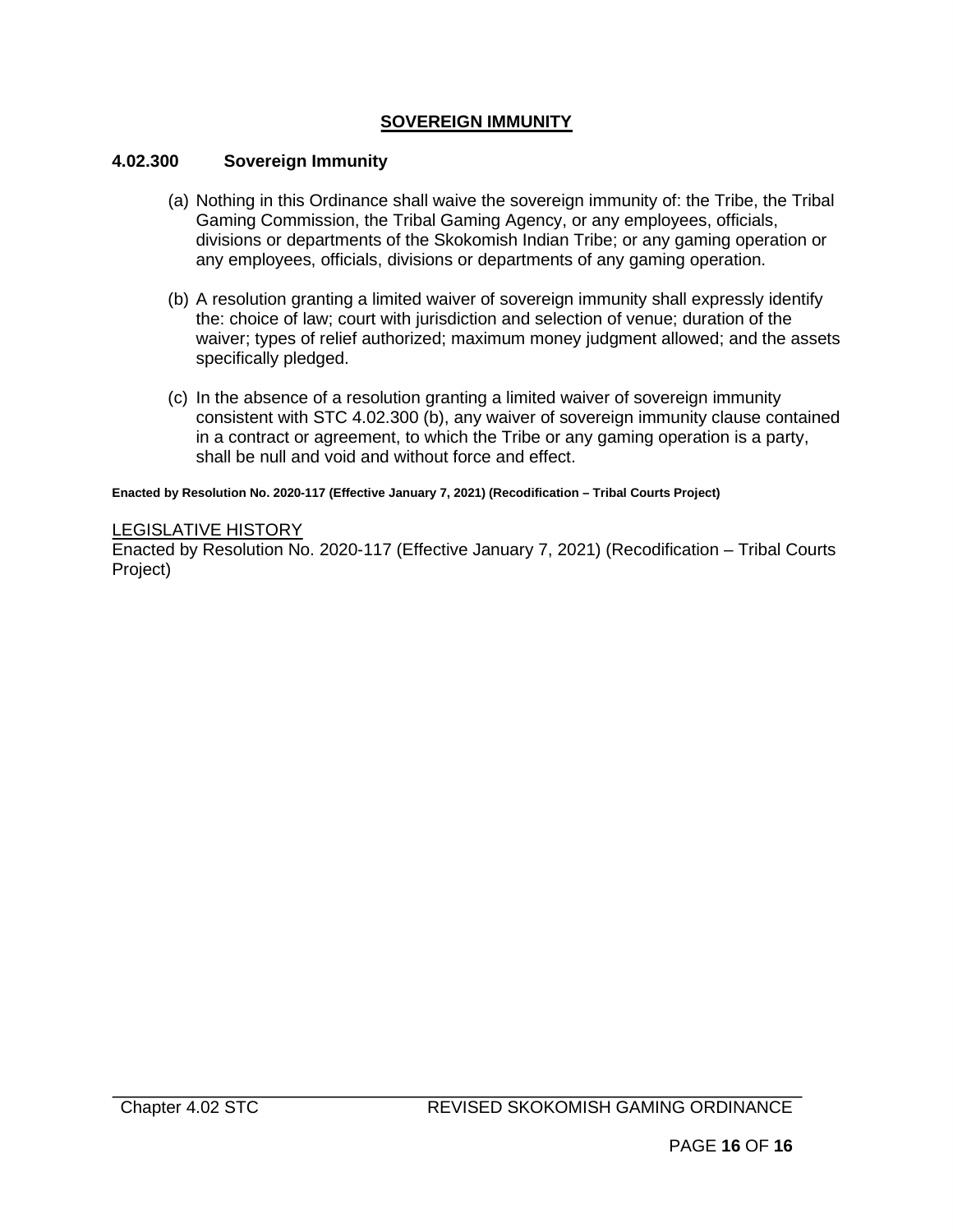## SOVEREIGN IMMUNITY

### 4.02.300 Sovereign Immunity

(a) Nothing in this Ordinance shall waive the sovereign immunity of: the Tribe, the Tribal Gaming Commission, the Tribal Gaming Agency, or any employees, officials, divisions or departments of the Skokomish Indian Tribe; or any gaming operation or any employees, officials, divisions or departments of any gaming operation.

(b) A resolution granting a limited waiver of sovereign immunity shall expressly identify the: choice of law; court with jurisdiction and selection of venue; duration of the waiver; types of relief authorized; maximum money judgment allowed; and the assets specifically pledged.

(c) In the absence of a resolution granting a limited waiver of sovereign immunity consistent with STC 4.02.300 (b), any waiver of sovereign immunity clause contained in a contract or agreement, to which the Tribe or any gaming operation is a party, shall be null and void and without force and effect.

**Enacted by Resolution No. 2020-117 (Effective January 7, 2021) (Recodification – Tribal Courts Project)**

LEGISLATIVE HISTORY

Enacted by Resolution No. 2020-117 (Effective January 7, 2021) (Recodification – Tribal Courts Project)